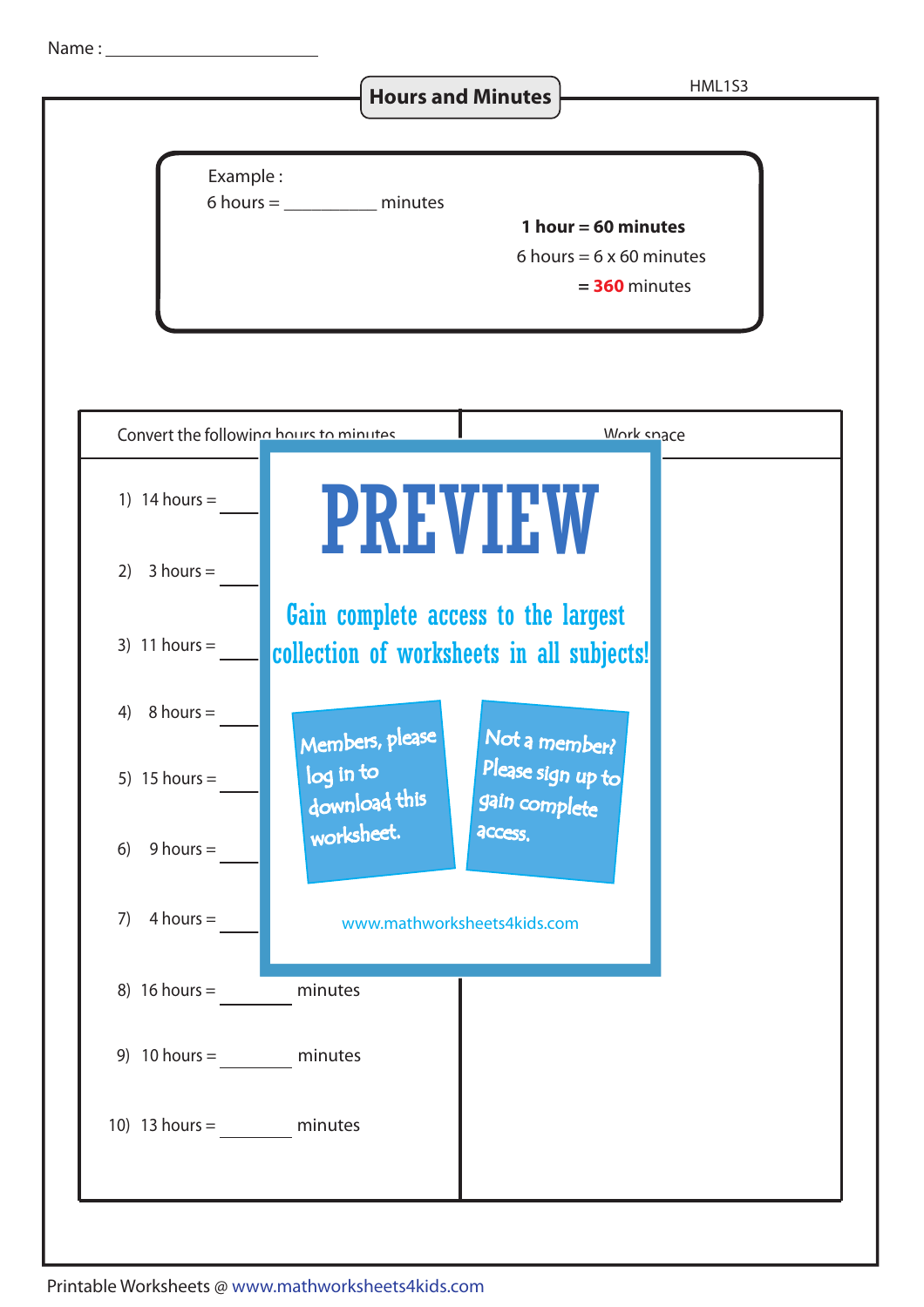Name : ______________________

# Hours and Minutes

HML1S3

Example :

6 hours = __________ minutes

**1 hour = 60 minutes**

6 hours = 6 x 60 minutes

= **360** minutes

| Convert the following hours to minutes | Work space |
| --- | --- |
| 1) 14 hours = ________ | |
| 2) 3 hours = ________ | |
| 3) 11 hours = ________ | |
| 4) 8 hours = ________ | |
| 5) 15 hours = ________ | |
| 6) 9 hours = ________ | |
| 7) 4 hours = ________ | |
| 8) 16 hours = ________ minutes | |
| 9) 10 hours = ________ minutes | |
| 10) 13 hours = ________ minutes | |

PREVIEW

Gain complete access to the largest collection of worksheets in all subjects!

Members, please log in to download this worksheet.

Not a member? Please sign up to gain complete access.

www.mathworksheets4kids.com

Printable Worksheets @ www.mathworksheets4kids.com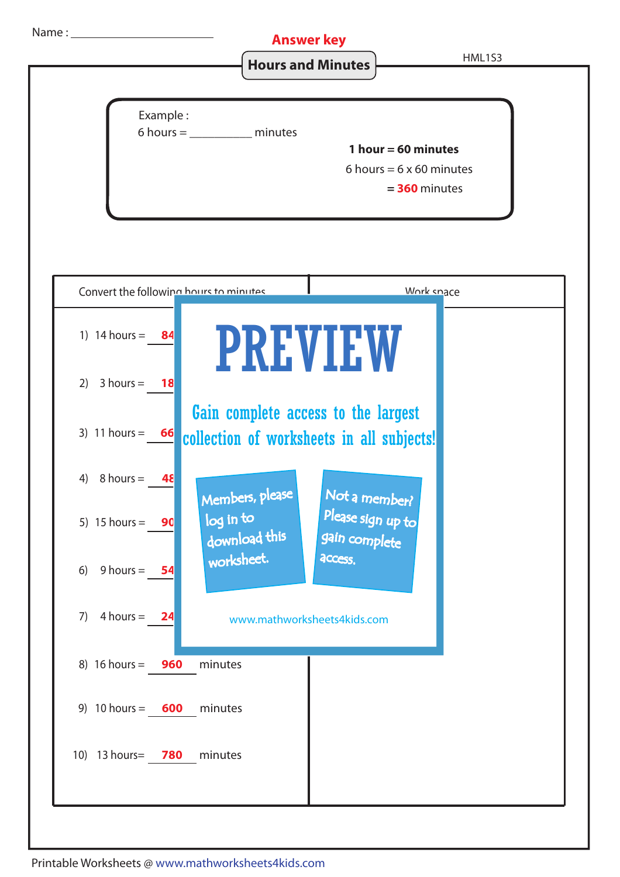Name : ____________________

**Answer key**

## Hours and Minutes

HML1S3

Example :
6 hours = __________ minutes

**1 hour = 60 minutes**
6 hours = 6 x 60 minutes
**= 360** minutes

| Convert the following hours to minutes | Work space |
|---|---|
| 1) 14 hours = 84 | |
| 2) 3 hours = 18 | |
| 3) 11 hours = 66 | |
| 4) 8 hours = 48 | |
| 5) 15 hours = 90 | |
| 6) 9 hours = 54 | |
| 7) 4 hours = 24 | |
| 8) 16 hours = 960 minutes | |
| 9) 10 hours = 600 minutes | |
| 10) 13 hours= 780 minutes | |

PREVIEW

Gain complete access to the largest collection of worksheets in all subjects!

Members, please log in to download this worksheet.

Not a member? Please sign up to gain complete access.

www.mathworksheets4kids.com

Printable Worksheets @ www.mathworksheets4kids.com